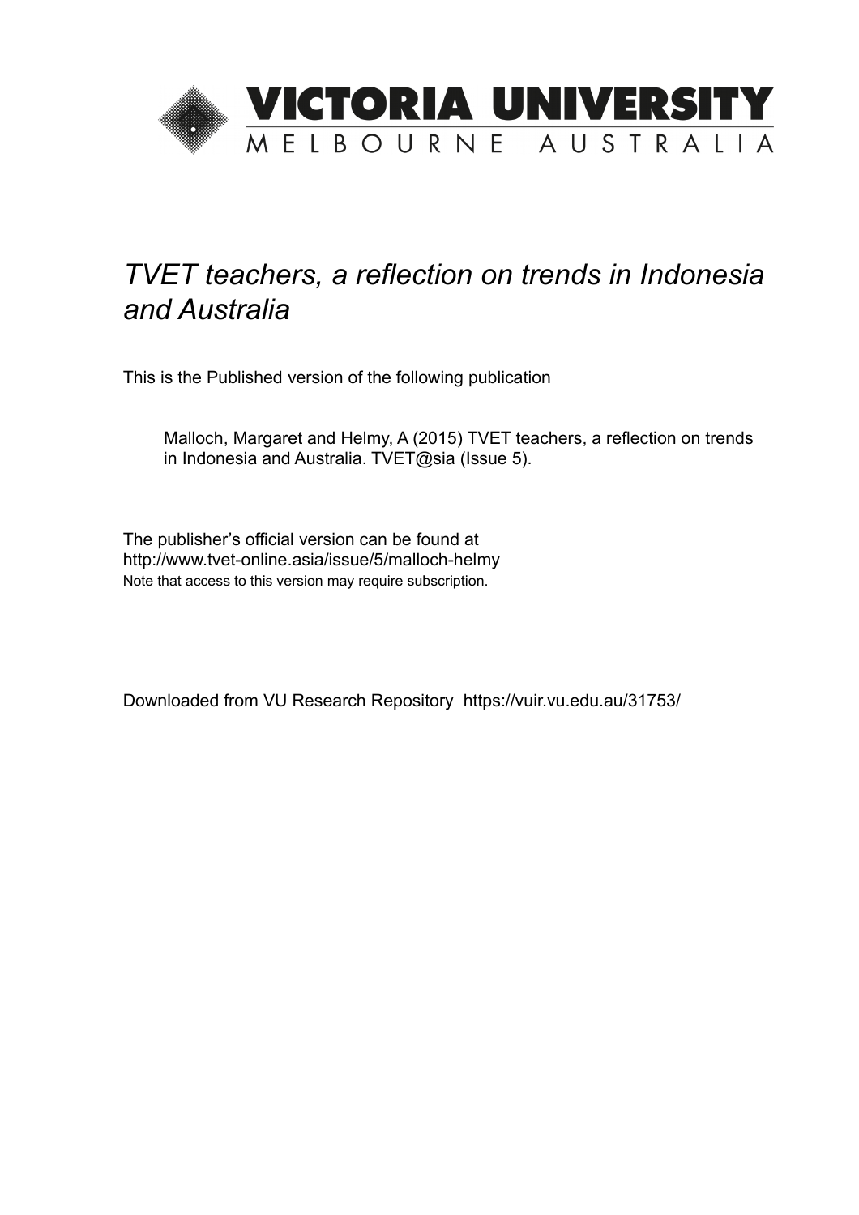VICTORIA UNIVERSITY
MELBOURNE AUSTRALIA

# *TVET teachers, a reflection on trends in Indonesia and Australia*

This is the Published version of the following publication

Malloch, Margaret and Helmy, A (2015) TVET teachers, a reflection on trends in Indonesia and Australia. TVET@sia (Issue 5).

The publisher's official version can be found at
http://www.tvet-online.asia/issue/5/malloch-helmy
Note that access to this version may require subscription.

Downloaded from VU Research Repository https://vuir.vu.edu.au/31753/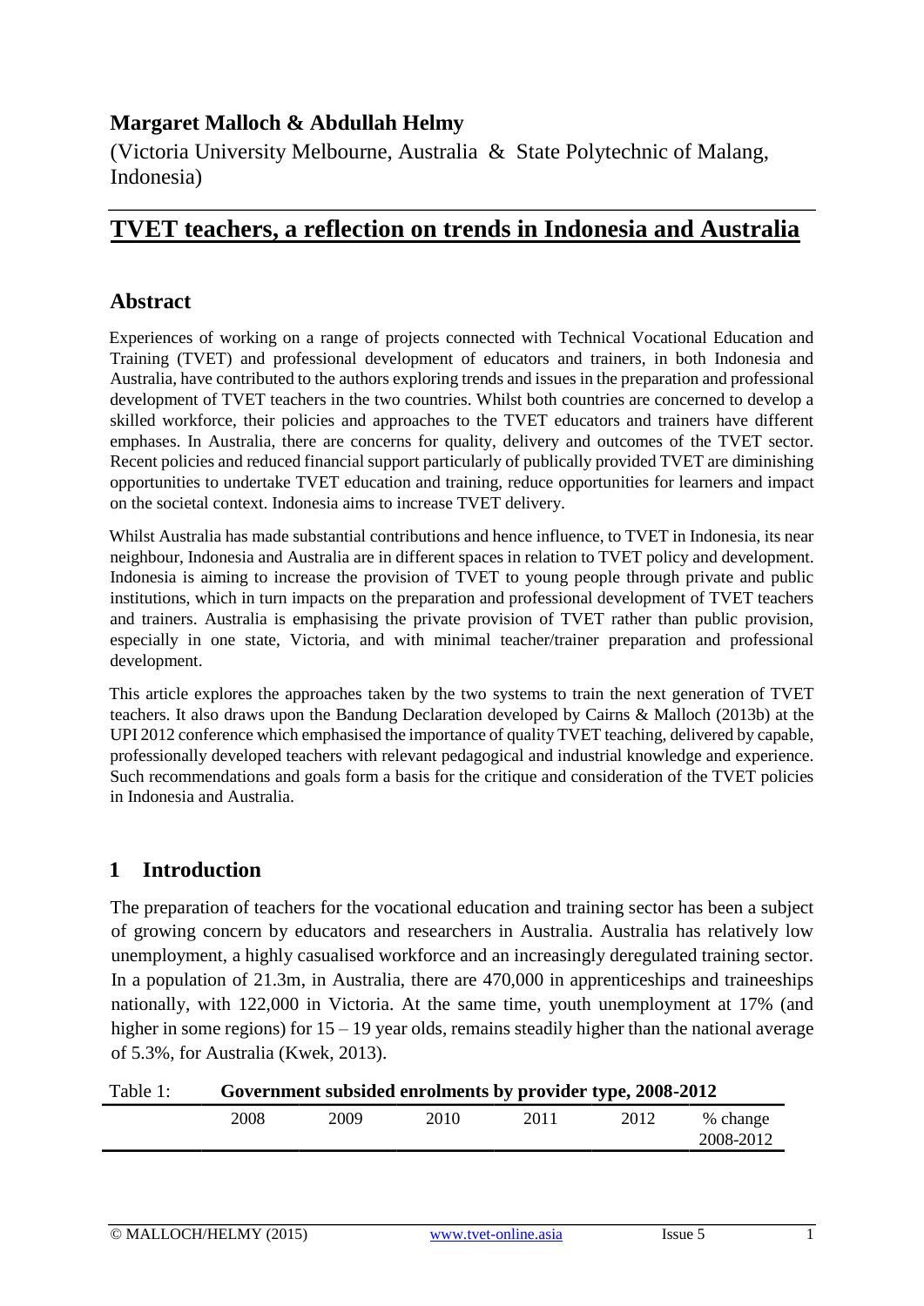**Margaret Malloch & Abdullah Helmy**

(Victoria University Melbourne, Australia & State Polytechnic of Malang, Indonesia)

# TVET teachers, a reflection on trends in Indonesia and Australia

## Abstract

Experiences of working on a range of projects connected with Technical Vocational Education and Training (TVET) and professional development of educators and trainers, in both Indonesia and Australia, have contributed to the authors exploring trends and issues in the preparation and professional development of TVET teachers in the two countries. Whilst both countries are concerned to develop a skilled workforce, their policies and approaches to the TVET educators and trainers have different emphases. In Australia, there are concerns for quality, delivery and outcomes of the TVET sector. Recent policies and reduced financial support particularly of publically provided TVET are diminishing opportunities to undertake TVET education and training, reduce opportunities for learners and impact on the societal context. Indonesia aims to increase TVET delivery.

Whilst Australia has made substantial contributions and hence influence, to TVET in Indonesia, its near neighbour, Indonesia and Australia are in different spaces in relation to TVET policy and development. Indonesia is aiming to increase the provision of TVET to young people through private and public institutions, which in turn impacts on the preparation and professional development of TVET teachers and trainers. Australia is emphasising the private provision of TVET rather than public provision, especially in one state, Victoria, and with minimal teacher/trainer preparation and professional development.

This article explores the approaches taken by the two systems to train the next generation of TVET teachers. It also draws upon the Bandung Declaration developed by Cairns & Malloch (2013b) at the UPI 2012 conference which emphasised the importance of quality TVET teaching, delivered by capable, professionally developed teachers with relevant pedagogical and industrial knowledge and experience. Such recommendations and goals form a basis for the critique and consideration of the TVET policies in Indonesia and Australia.

## 1 Introduction

The preparation of teachers for the vocational education and training sector has been a subject of growing concern by educators and researchers in Australia. Australia has relatively low unemployment, a highly casualised workforce and an increasingly deregulated training sector. In a population of 21.3m, in Australia, there are 470,000 in apprenticeships and traineeships nationally, with 122,000 in Victoria. At the same time, youth unemployment at 17% (and higher in some regions) for 15 – 19 year olds, remains steadily higher than the national average of 5.3%, for Australia (Kwek, 2013).

Table 1: **Government subsided enrolments by provider type, 2008-2012**

| | 2008 | 2009 | 2010 | 2011 | 2012 | % change 2008-2012 |
|---|---|---|---|---|---|---|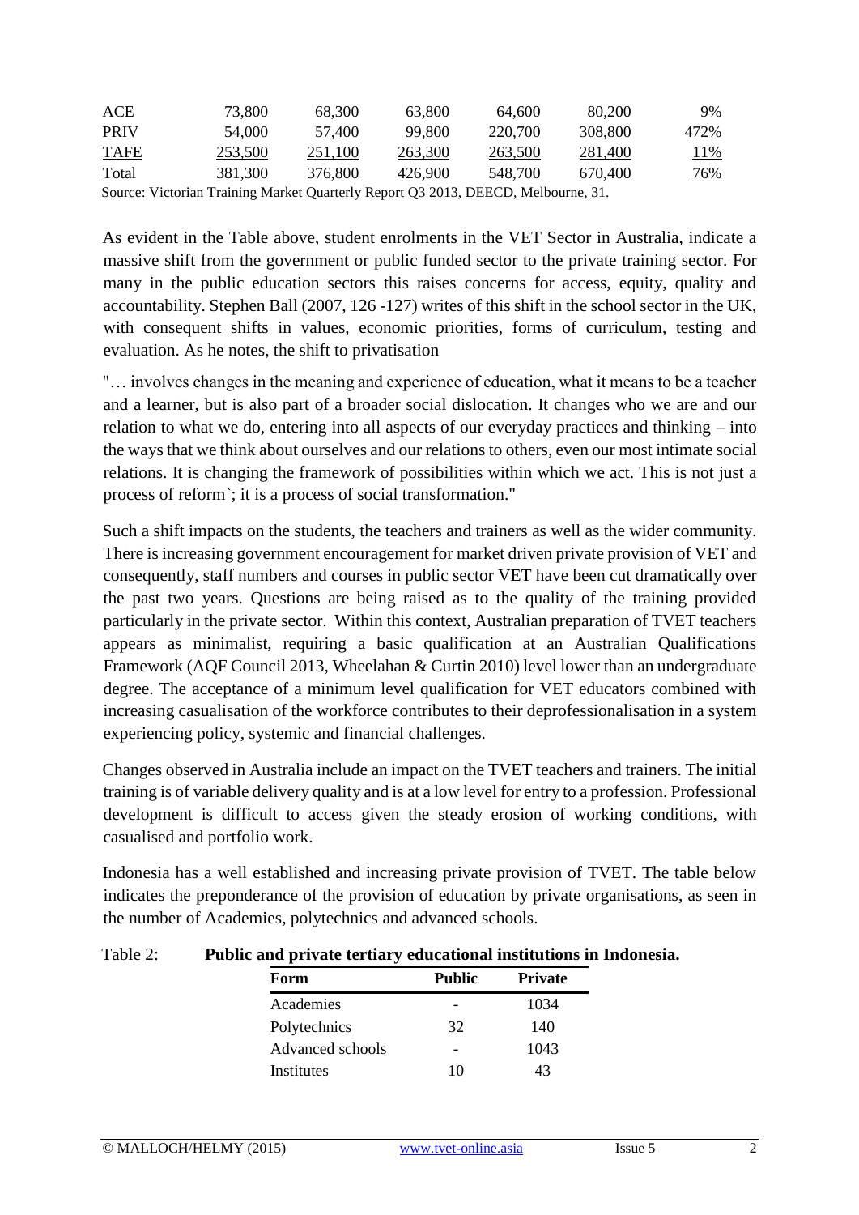| ACE | 73,800 | 68,300 | 63,800 | 64,600 | 80,200 | 9% |
|---|---|---|---|---|---|---|
| PRIV | 54,000 | 57,400 | 99,800 | 220,700 | 308,800 | 472% |
| TAFE | 253,500 | 251,100 | 263,300 | 263,500 | 281,400 | 11% |
| Total | 381,300 | 376,800 | 426,900 | 548,700 | 670,400 | 76% |

Source: Victorian Training Market Quarterly Report Q3 2013, DEECD, Melbourne, 31.

As evident in the Table above, student enrolments in the VET Sector in Australia, indicate a massive shift from the government or public funded sector to the private training sector. For many in the public education sectors this raises concerns for access, equity, quality and accountability. Stephen Ball (2007, 126 -127) writes of this shift in the school sector in the UK, with consequent shifts in values, economic priorities, forms of curriculum, testing and evaluation. As he notes, the shift to privatisation

"… involves changes in the meaning and experience of education, what it means to be a teacher and a learner, but is also part of a broader social dislocation. It changes who we are and our relation to what we do, entering into all aspects of our everyday practices and thinking – into the ways that we think about ourselves and our relations to others, even our most intimate social relations. It is changing the framework of possibilities within which we act. This is not just a process of reform`; it is a process of social transformation."

Such a shift impacts on the students, the teachers and trainers as well as the wider community. There is increasing government encouragement for market driven private provision of VET and consequently, staff numbers and courses in public sector VET have been cut dramatically over the past two years. Questions are being raised as to the quality of the training provided particularly in the private sector. Within this context, Australian preparation of TVET teachers appears as minimalist, requiring a basic qualification at an Australian Qualifications Framework (AQF Council 2013, Wheelahan & Curtin 2010) level lower than an undergraduate degree. The acceptance of a minimum level qualification for VET educators combined with increasing casualisation of the workforce contributes to their deprofessionalisation in a system experiencing policy, systemic and financial challenges.

Changes observed in Australia include an impact on the TVET teachers and trainers. The initial training is of variable delivery quality and is at a low level for entry to a profession. Professional development is difficult to access given the steady erosion of working conditions, with casualised and portfolio work.

Indonesia has a well established and increasing private provision of TVET. The table below indicates the preponderance of the provision of education by private organisations, as seen in the number of Academies, polytechnics and advanced schools.

Table 2: **Public and private tertiary educational institutions in Indonesia.**

| Form | Public | Private |
|---|---|---|
| Academies | - | 1034 |
| Polytechnics | 32 | 140 |
| Advanced schools | - | 1043 |
| Institutes | 10 | 43 |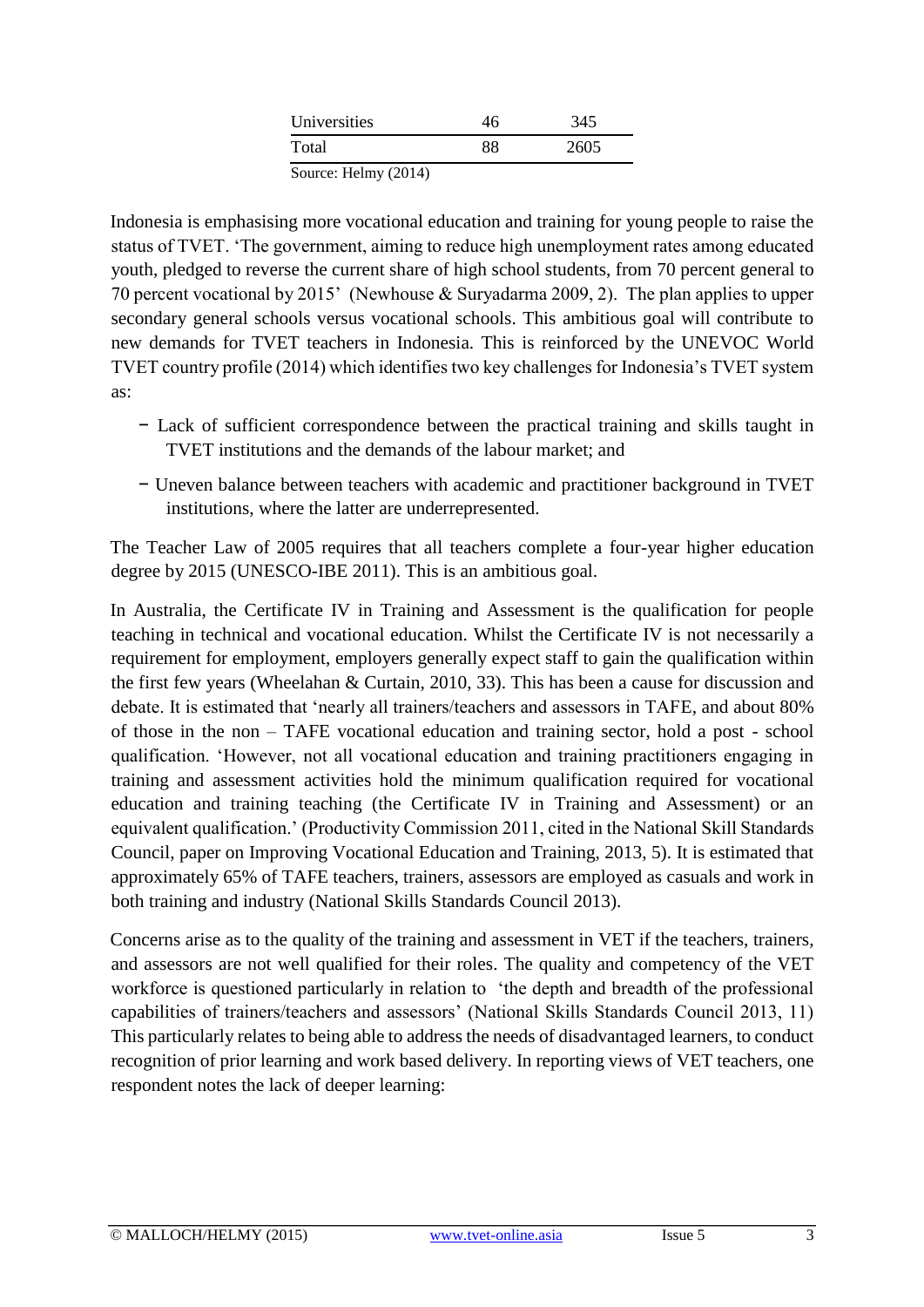| | | |
|---|---|---|
| Universities | 46 | 345 |
| Total | 88 | 2605 |

Source: Helmy (2014)

Indonesia is emphasising more vocational education and training for young people to raise the status of TVET. 'The government, aiming to reduce high unemployment rates among educated youth, pledged to reverse the current share of high school students, from 70 percent general to 70 percent vocational by 2015' (Newhouse & Suryadarma 2009, 2). The plan applies to upper secondary general schools versus vocational schools. This ambitious goal will contribute to new demands for TVET teachers in Indonesia. This is reinforced by the UNEVOC World TVET country profile (2014) which identifies two key challenges for Indonesia's TVET system as:

- Lack of sufficient correspondence between the practical training and skills taught in TVET institutions and the demands of the labour market; and
- Uneven balance between teachers with academic and practitioner background in TVET institutions, where the latter are underrepresented.

The Teacher Law of 2005 requires that all teachers complete a four-year higher education degree by 2015 (UNESCO-IBE 2011). This is an ambitious goal.

In Australia, the Certificate IV in Training and Assessment is the qualification for people teaching in technical and vocational education. Whilst the Certificate IV is not necessarily a requirement for employment, employers generally expect staff to gain the qualification within the first few years (Wheelahan & Curtain, 2010, 33). This has been a cause for discussion and debate. It is estimated that 'nearly all trainers/teachers and assessors in TAFE, and about 80% of those in the non – TAFE vocational education and training sector, hold a post - school qualification. 'However, not all vocational education and training practitioners engaging in training and assessment activities hold the minimum qualification required for vocational education and training teaching (the Certificate IV in Training and Assessment) or an equivalent qualification.' (Productivity Commission 2011, cited in the National Skill Standards Council, paper on Improving Vocational Education and Training, 2013, 5). It is estimated that approximately 65% of TAFE teachers, trainers, assessors are employed as casuals and work in both training and industry (National Skills Standards Council 2013).

Concerns arise as to the quality of the training and assessment in VET if the teachers, trainers, and assessors are not well qualified for their roles. The quality and competency of the VET workforce is questioned particularly in relation to 'the depth and breadth of the professional capabilities of trainers/teachers and assessors' (National Skills Standards Council 2013, 11) This particularly relates to being able to address the needs of disadvantaged learners, to conduct recognition of prior learning and work based delivery. In reporting views of VET teachers, one respondent notes the lack of deeper learning: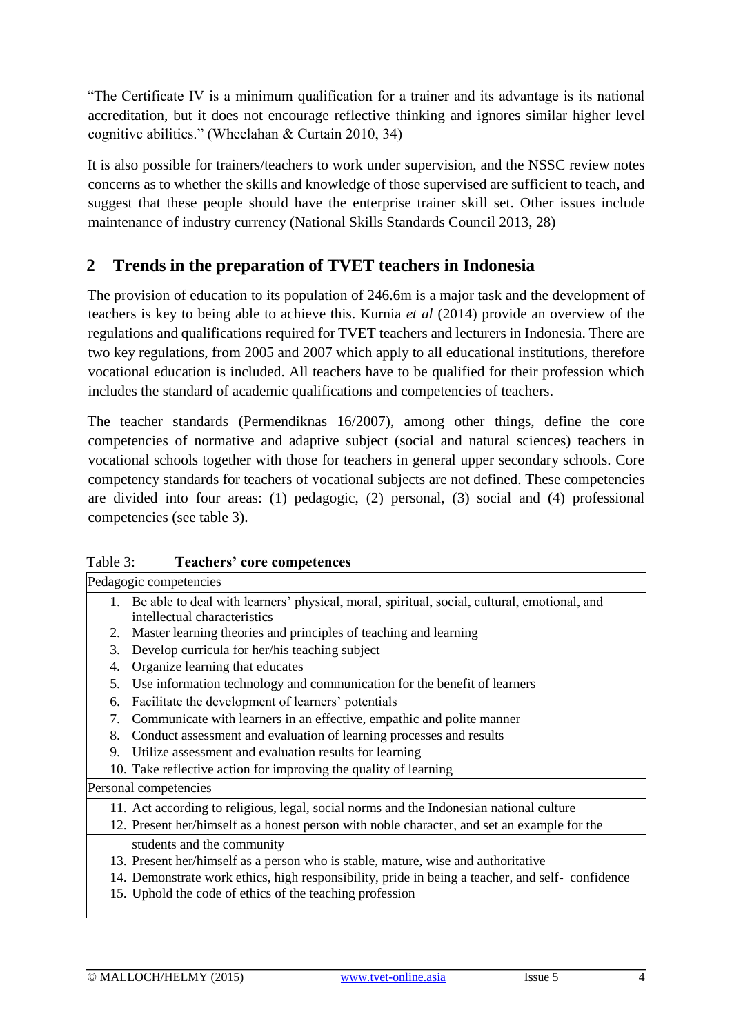"The Certificate IV is a minimum qualification for a trainer and its advantage is its national accreditation, but it does not encourage reflective thinking and ignores similar higher level cognitive abilities." (Wheelahan & Curtain 2010, 34)

It is also possible for trainers/teachers to work under supervision, and the NSSC review notes concerns as to whether the skills and knowledge of those supervised are sufficient to teach, and suggest that these people should have the enterprise trainer skill set. Other issues include maintenance of industry currency (National Skills Standards Council 2013, 28)

## 2 Trends in the preparation of TVET teachers in Indonesia

The provision of education to its population of 246.6m is a major task and the development of teachers is key to being able to achieve this. Kurnia *et al* (2014) provide an overview of the regulations and qualifications required for TVET teachers and lecturers in Indonesia. There are two key regulations, from 2005 and 2007 which apply to all educational institutions, therefore vocational education is included. All teachers have to be qualified for their profession which includes the standard of academic qualifications and competencies of teachers.

The teacher standards (Permendiknas 16/2007), among other things, define the core competencies of normative and adaptive subject (social and natural sciences) teachers in vocational schools together with those for teachers in general upper secondary schools. Core competency standards for teachers of vocational subjects are not defined. These competencies are divided into four areas: (1) pedagogic, (2) personal, (3) social and (4) professional competencies (see table 3).

Table 3: **Teachers' core competences**

| Pedagogic competencies |
|---|
| 1. Be able to deal with learners' physical, moral, spiritual, social, cultural, emotional, and intellectual characteristics |
| 2. Master learning theories and principles of teaching and learning |
| 3. Develop curricula for her/his teaching subject |
| 4. Organize learning that educates |
| 5. Use information technology and communication for the benefit of learners |
| 6. Facilitate the development of learners' potentials |
| 7. Communicate with learners in an effective, empathic and polite manner |
| 8. Conduct assessment and evaluation of learning processes and results |
| 9. Utilize assessment and evaluation results for learning |
| 10. Take reflective action for improving the quality of learning |
| **Personal competencies** |
| 11. Act according to religious, legal, social norms and the Indonesian national culture |
| 12. Present her/himself as a honest person with noble character, and set an example for the students and the community |
| 13. Present her/himself as a person who is stable, mature, wise and authoritative |
| 14. Demonstrate work ethics, high responsibility, pride in being a teacher, and self- confidence |
| 15. Uphold the code of ethics of the teaching profession |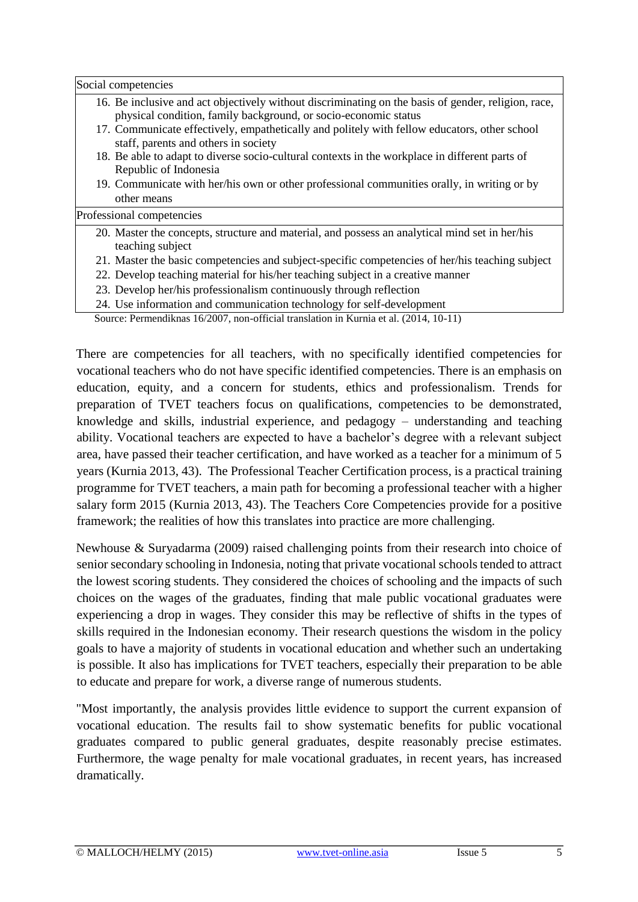| Social competencies |
|---|
| 16. Be inclusive and act objectively without discriminating on the basis of gender, religion, race, physical condition, family background, or socio-economic status<br>17. Communicate effectively, empathetically and politely with fellow educators, other school staff, parents and others in society<br>18. Be able to adapt to diverse socio-cultural contexts in the workplace in different parts of Republic of Indonesia<br>19. Communicate with her/his own or other professional communities orally, in writing or by other means |
| Professional competencies |
| 20. Master the concepts, structure and material, and possess an analytical mind set in her/his teaching subject<br>21. Master the basic competencies and subject-specific competencies of her/his teaching subject<br>22. Develop teaching material for his/her teaching subject in a creative manner<br>23. Develop her/his professionalism continuously through reflection<br>24. Use information and communication technology for self-development |

Source: Permendiknas 16/2007, non-official translation in Kurnia et al. (2014, 10-11)

There are competencies for all teachers, with no specifically identified competencies for vocational teachers who do not have specific identified competencies. There is an emphasis on education, equity, and a concern for students, ethics and professionalism. Trends for preparation of TVET teachers focus on qualifications, competencies to be demonstrated, knowledge and skills, industrial experience, and pedagogy – understanding and teaching ability. Vocational teachers are expected to have a bachelor's degree with a relevant subject area, have passed their teacher certification, and have worked as a teacher for a minimum of 5 years (Kurnia 2013, 43). The Professional Teacher Certification process, is a practical training programme for TVET teachers, a main path for becoming a professional teacher with a higher salary form 2015 (Kurnia 2013, 43). The Teachers Core Competencies provide for a positive framework; the realities of how this translates into practice are more challenging.

Newhouse & Suryadarma (2009) raised challenging points from their research into choice of senior secondary schooling in Indonesia, noting that private vocational schools tended to attract the lowest scoring students. They considered the choices of schooling and the impacts of such choices on the wages of the graduates, finding that male public vocational graduates were experiencing a drop in wages. They consider this may be reflective of shifts in the types of skills required in the Indonesian economy. Their research questions the wisdom in the policy goals to have a majority of students in vocational education and whether such an undertaking is possible. It also has implications for TVET teachers, especially their preparation to be able to educate and prepare for work, a diverse range of numerous students.

"Most importantly, the analysis provides little evidence to support the current expansion of vocational education. The results fail to show systematic benefits for public vocational graduates compared to public general graduates, despite reasonably precise estimates. Furthermore, the wage penalty for male vocational graduates, in recent years, has increased dramatically.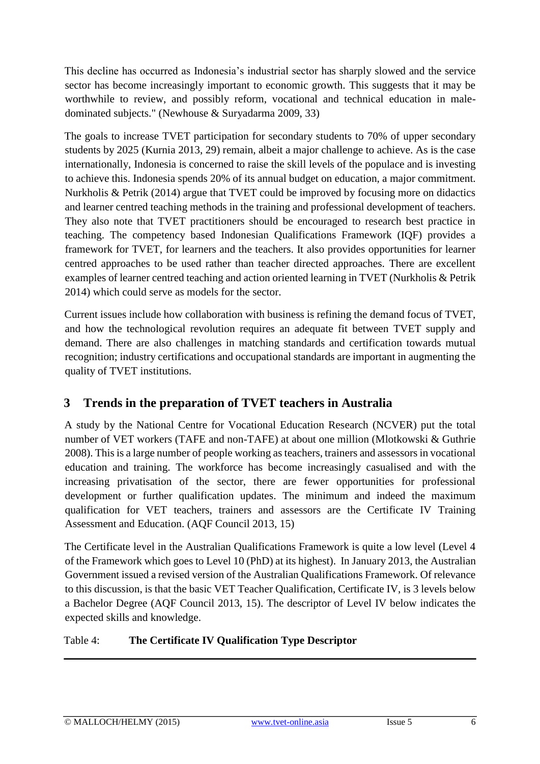This decline has occurred as Indonesia's industrial sector has sharply slowed and the service sector has become increasingly important to economic growth. This suggests that it may be worthwhile to review, and possibly reform, vocational and technical education in male-dominated subjects." (Newhouse & Suryadarma 2009, 33)

The goals to increase TVET participation for secondary students to 70% of upper secondary students by 2025 (Kurnia 2013, 29) remain, albeit a major challenge to achieve. As is the case internationally, Indonesia is concerned to raise the skill levels of the populace and is investing to achieve this. Indonesia spends 20% of its annual budget on education, a major commitment. Nurkholis & Petrik (2014) argue that TVET could be improved by focusing more on didactics and learner centred teaching methods in the training and professional development of teachers. They also note that TVET practitioners should be encouraged to research best practice in teaching. The competency based Indonesian Qualifications Framework (IQF) provides a framework for TVET, for learners and the teachers. It also provides opportunities for learner centred approaches to be used rather than teacher directed approaches. There are excellent examples of learner centred teaching and action oriented learning in TVET (Nurkholis & Petrik 2014) which could serve as models for the sector.

Current issues include how collaboration with business is refining the demand focus of TVET, and how the technological revolution requires an adequate fit between TVET supply and demand. There are also challenges in matching standards and certification towards mutual recognition; industry certifications and occupational standards are important in augmenting the quality of TVET institutions.

## 3 Trends in the preparation of TVET teachers in Australia

A study by the National Centre for Vocational Education Research (NCVER) put the total number of VET workers (TAFE and non-TAFE) at about one million (Mlotkowski & Guthrie 2008). This is a large number of people working as teachers, trainers and assessors in vocational education and training. The workforce has become increasingly casualised and with the increasing privatisation of the sector, there are fewer opportunities for professional development or further qualification updates. The minimum and indeed the maximum qualification for VET teachers, trainers and assessors are the Certificate IV Training Assessment and Education. (AQF Council 2013, 15)

The Certificate level in the Australian Qualifications Framework is quite a low level (Level 4 of the Framework which goes to Level 10 (PhD) at its highest). In January 2013, the Australian Government issued a revised version of the Australian Qualifications Framework. Of relevance to this discussion, is that the basic VET Teacher Qualification, Certificate IV, is 3 levels below a Bachelor Degree (AQF Council 2013, 15). The descriptor of Level IV below indicates the expected skills and knowledge.

Table 4: **The Certificate IV Qualification Type Descriptor**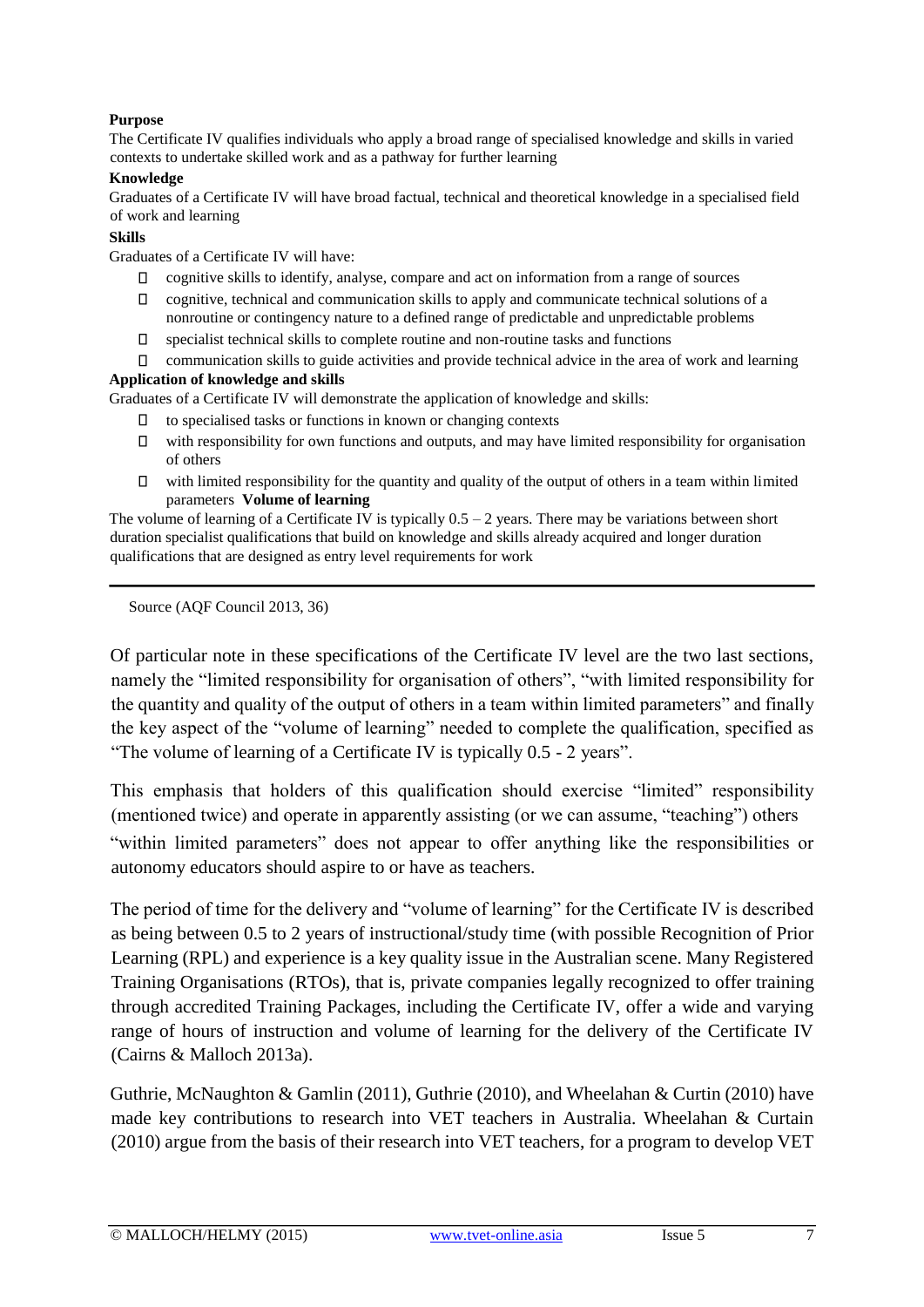**Purpose**

The Certificate IV qualifies individuals who apply a broad range of specialised knowledge and skills in varied contexts to undertake skilled work and as a pathway for further learning

**Knowledge**

Graduates of a Certificate IV will have broad factual, technical and theoretical knowledge in a specialised field of work and learning

**Skills**

Graduates of a Certificate IV will have:

- cognitive skills to identify, analyse, compare and act on information from a range of sources
- cognitive, technical and communication skills to apply and communicate technical solutions of a nonroutine or contingency nature to a defined range of predictable and unpredictable problems
- specialist technical skills to complete routine and non-routine tasks and functions
- communication skills to guide activities and provide technical advice in the area of work and learning

**Application of knowledge and skills**

Graduates of a Certificate IV will demonstrate the application of knowledge and skills:

- to specialised tasks or functions in known or changing contexts
- with responsibility for own functions and outputs, and may have limited responsibility for organisation of others
- with limited responsibility for the quantity and quality of the output of others in a team within limited parameters **Volume of learning**

The volume of learning of a Certificate IV is typically 0.5 – 2 years. There may be variations between short duration specialist qualifications that build on knowledge and skills already acquired and longer duration qualifications that are designed as entry level requirements for work

Source (AQF Council 2013, 36)

Of particular note in these specifications of the Certificate IV level are the two last sections, namely the "limited responsibility for organisation of others", "with limited responsibility for the quantity and quality of the output of others in a team within limited parameters" and finally the key aspect of the "volume of learning" needed to complete the qualification, specified as "The volume of learning of a Certificate IV is typically 0.5 - 2 years".

This emphasis that holders of this qualification should exercise "limited" responsibility (mentioned twice) and operate in apparently assisting (or we can assume, "teaching") others "within limited parameters" does not appear to offer anything like the responsibilities or autonomy educators should aspire to or have as teachers.

The period of time for the delivery and "volume of learning" for the Certificate IV is described as being between 0.5 to 2 years of instructional/study time (with possible Recognition of Prior Learning (RPL) and experience is a key quality issue in the Australian scene. Many Registered Training Organisations (RTOs), that is, private companies legally recognized to offer training through accredited Training Packages, including the Certificate IV, offer a wide and varying range of hours of instruction and volume of learning for the delivery of the Certificate IV (Cairns & Malloch 2013a).

Guthrie, McNaughton & Gamlin (2011), Guthrie (2010), and Wheelahan & Curtin (2010) have made key contributions to research into VET teachers in Australia. Wheelahan & Curtain (2010) argue from the basis of their research into VET teachers, for a program to develop VET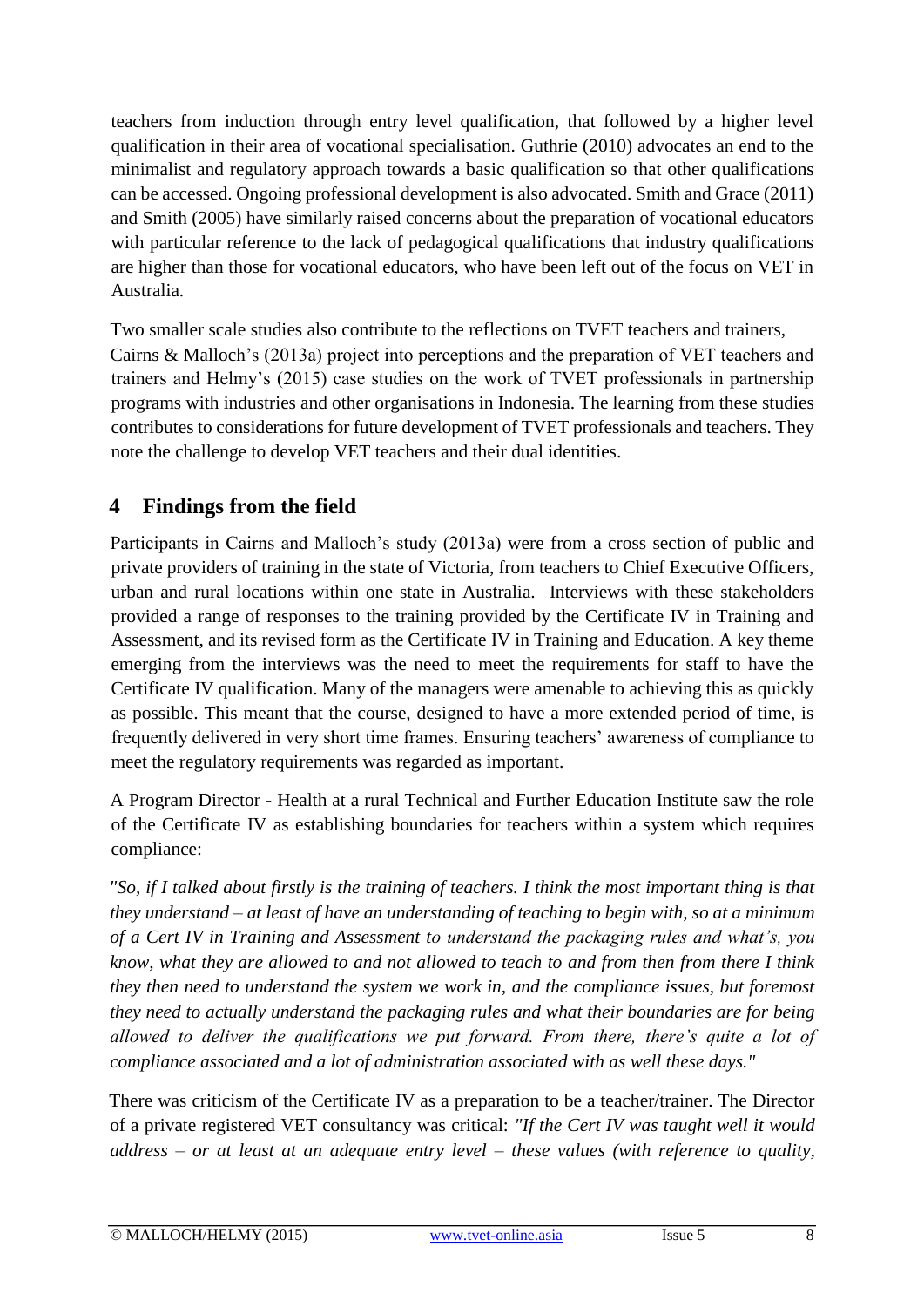teachers from induction through entry level qualification, that followed by a higher level qualification in their area of vocational specialisation. Guthrie (2010) advocates an end to the minimalist and regulatory approach towards a basic qualification so that other qualifications can be accessed. Ongoing professional development is also advocated. Smith and Grace (2011) and Smith (2005) have similarly raised concerns about the preparation of vocational educators with particular reference to the lack of pedagogical qualifications that industry qualifications are higher than those for vocational educators, who have been left out of the focus on VET in Australia.

Two smaller scale studies also contribute to the reflections on TVET teachers and trainers, Cairns & Malloch's (2013a) project into perceptions and the preparation of VET teachers and trainers and Helmy's (2015) case studies on the work of TVET professionals in partnership programs with industries and other organisations in Indonesia. The learning from these studies contributes to considerations for future development of TVET professionals and teachers. They note the challenge to develop VET teachers and their dual identities.

## 4 Findings from the field

Participants in Cairns and Malloch's study (2013a) were from a cross section of public and private providers of training in the state of Victoria, from teachers to Chief Executive Officers, urban and rural locations within one state in Australia. Interviews with these stakeholders provided a range of responses to the training provided by the Certificate IV in Training and Assessment, and its revised form as the Certificate IV in Training and Education. A key theme emerging from the interviews was the need to meet the requirements for staff to have the Certificate IV qualification. Many of the managers were amenable to achieving this as quickly as possible. This meant that the course, designed to have a more extended period of time, is frequently delivered in very short time frames. Ensuring teachers' awareness of compliance to meet the regulatory requirements was regarded as important.

A Program Director - Health at a rural Technical and Further Education Institute saw the role of the Certificate IV as establishing boundaries for teachers within a system which requires compliance:

*"So, if I talked about firstly is the training of teachers. I think the most important thing is that they understand – at least of have an understanding of teaching to begin with, so at a minimum of a Cert IV in Training and Assessment to understand the packaging rules and what's, you know, what they are allowed to and not allowed to teach to and from then from there I think they then need to understand the system we work in, and the compliance issues, but foremost they need to actually understand the packaging rules and what their boundaries are for being allowed to deliver the qualifications we put forward. From there, there's quite a lot of compliance associated and a lot of administration associated with as well these days."*

There was criticism of the Certificate IV as a preparation to be a teacher/trainer. The Director of a private registered VET consultancy was critical: *"If the Cert IV was taught well it would address – or at least at an adequate entry level – these values (with reference to quality,*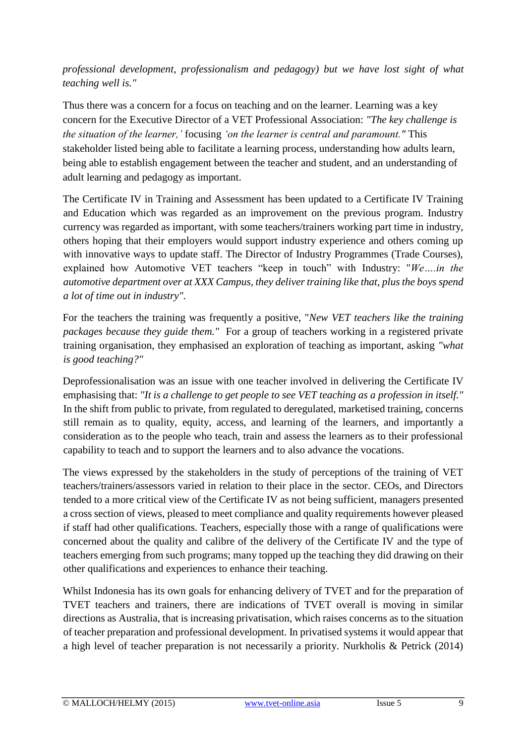*professional development, professionalism and pedagogy) but we have lost sight of what teaching well is."*

Thus there was a concern for a focus on teaching and on the learner. Learning was a key concern for the Executive Director of a VET Professional Association: *"The key challenge is the situation of the learner,'* focusing *'on the learner is central and paramount."* This stakeholder listed being able to facilitate a learning process, understanding how adults learn, being able to establish engagement between the teacher and student, and an understanding of adult learning and pedagogy as important.

The Certificate IV in Training and Assessment has been updated to a Certificate IV Training and Education which was regarded as an improvement on the previous program. Industry currency was regarded as important, with some teachers/trainers working part time in industry, others hoping that their employers would support industry experience and others coming up with innovative ways to update staff. The Director of Industry Programmes (Trade Courses), explained how Automotive VET teachers "keep in touch" with Industry: "*We….in the automotive department over at XXX Campus, they deliver training like that, plus the boys spend a lot of time out in industry"*.

For the teachers the training was frequently a positive, "*New VET teachers like the training packages because they guide them."* For a group of teachers working in a registered private training organisation, they emphasised an exploration of teaching as important, asking *"what is good teaching?"*

Deprofessionalisation was an issue with one teacher involved in delivering the Certificate IV emphasising that: *"It is a challenge to get people to see VET teaching as a profession in itself."* In the shift from public to private, from regulated to deregulated, marketised training, concerns still remain as to quality, equity, access, and learning of the learners, and importantly a consideration as to the people who teach, train and assess the learners as to their professional capability to teach and to support the learners and to also advance the vocations.

The views expressed by the stakeholders in the study of perceptions of the training of VET teachers/trainers/assessors varied in relation to their place in the sector. CEOs, and Directors tended to a more critical view of the Certificate IV as not being sufficient, managers presented a cross section of views, pleased to meet compliance and quality requirements however pleased if staff had other qualifications. Teachers, especially those with a range of qualifications were concerned about the quality and calibre of the delivery of the Certificate IV and the type of teachers emerging from such programs; many topped up the teaching they did drawing on their other qualifications and experiences to enhance their teaching.

Whilst Indonesia has its own goals for enhancing delivery of TVET and for the preparation of TVET teachers and trainers, there are indications of TVET overall is moving in similar directions as Australia, that is increasing privatisation, which raises concerns as to the situation of teacher preparation and professional development. In privatised systems it would appear that a high level of teacher preparation is not necessarily a priority. Nurkholis & Petrick (2014)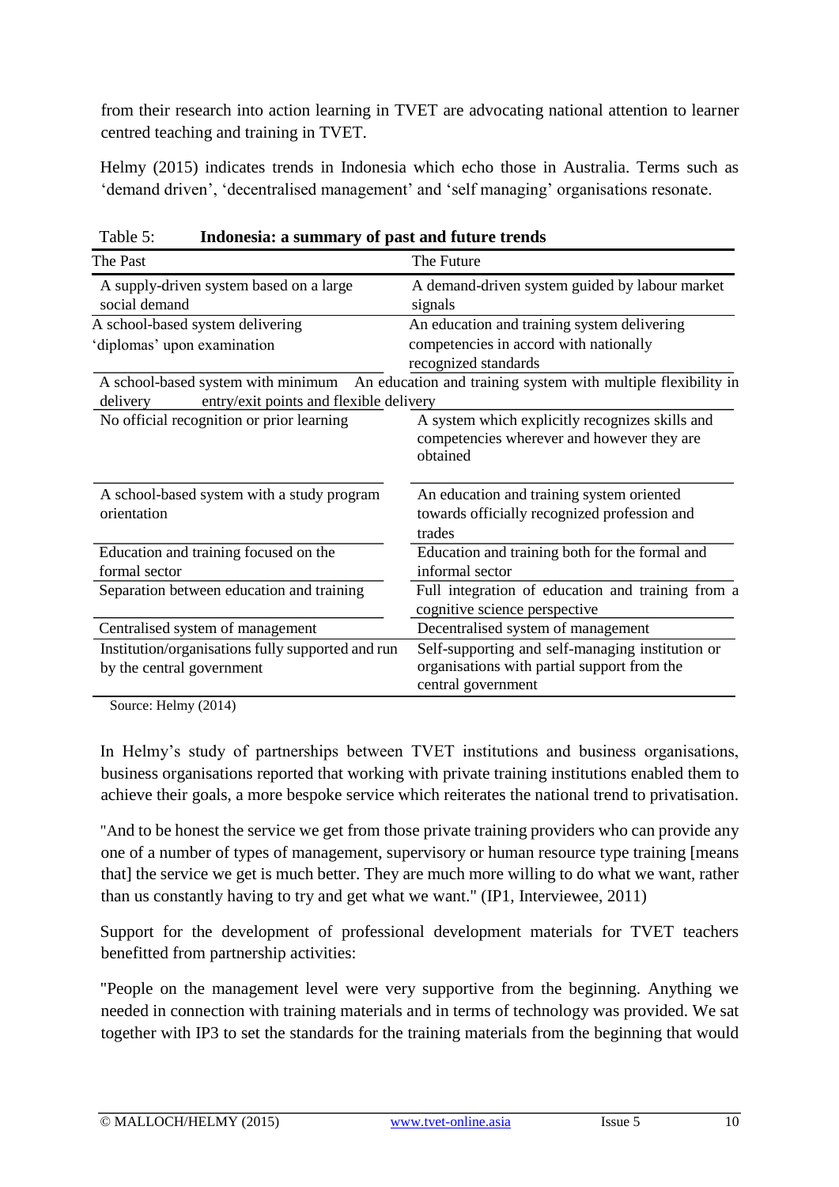from their research into action learning in TVET are advocating national attention to learner centred teaching and training in TVET.

Helmy (2015) indicates trends in Indonesia which echo those in Australia. Terms such as 'demand driven', 'decentralised management' and 'self managing' organisations resonate.

Table 5: **Indonesia: a summary of past and future trends**

| The Past | The Future |
|---|---|
| A supply-driven system based on a large social demand | A demand-driven system guided by labour market signals |
| A school-based system delivering 'diplomas' upon examination | An education and training system delivering competencies in accord with nationally recognized standards |
| A school-based system with minimum delivery | An education and training system with multiple flexibility in entry/exit points and flexible delivery |
| No official recognition or prior learning | A system which explicitly recognizes skills and competencies wherever and however they are obtained |
| A school-based system with a study program orientation | An education and training system oriented towards officially recognized profession and trades |
| Education and training focused on the formal sector | Education and training both for the formal and informal sector |
| Separation between education and training | Full integration of education and training from a cognitive science perspective |
| Centralised system of management | Decentralised system of management |
| Institution/organisations fully supported and run by the central government | Self-supporting and self-managing institution or organisations with partial support from the central government |

Source: Helmy (2014)

In Helmy's study of partnerships between TVET institutions and business organisations, business organisations reported that working with private training institutions enabled them to achieve their goals, a more bespoke service which reiterates the national trend to privatisation.

"And to be honest the service we get from those private training providers who can provide any one of a number of types of management, supervisory or human resource type training [means that] the service we get is much better. They are much more willing to do what we want, rather than us constantly having to try and get what we want." (IP1, Interviewee, 2011)

Support for the development of professional development materials for TVET teachers benefitted from partnership activities:

"People on the management level were very supportive from the beginning. Anything we needed in connection with training materials and in terms of technology was provided. We sat together with IP3 to set the standards for the training materials from the beginning that would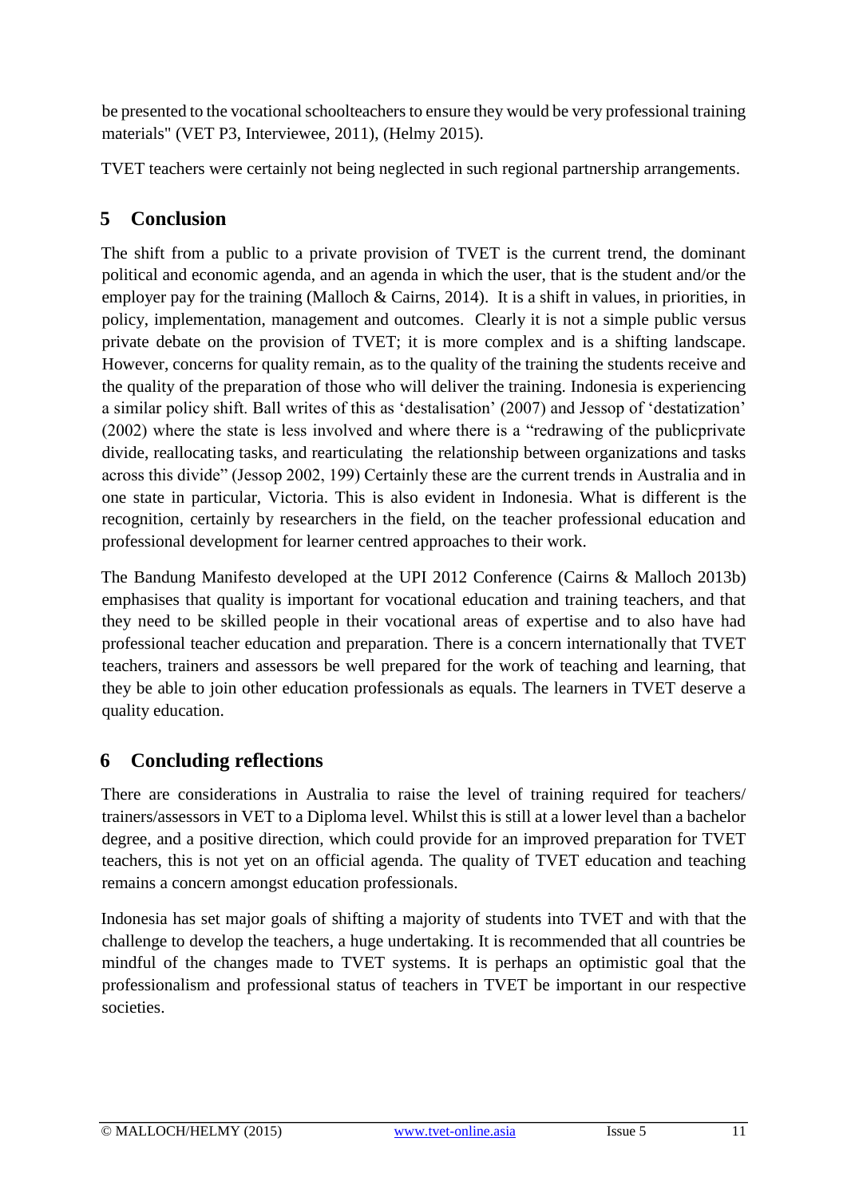be presented to the vocational schoolteachers to ensure they would be very professional training materials" (VET P3, Interviewee, 2011), (Helmy 2015).

TVET teachers were certainly not being neglected in such regional partnership arrangements.

## 5 Conclusion

The shift from a public to a private provision of TVET is the current trend, the dominant political and economic agenda, and an agenda in which the user, that is the student and/or the employer pay for the training (Malloch & Cairns, 2014). It is a shift in values, in priorities, in policy, implementation, management and outcomes. Clearly it is not a simple public versus private debate on the provision of TVET; it is more complex and is a shifting landscape. However, concerns for quality remain, as to the quality of the training the students receive and the quality of the preparation of those who will deliver the training. Indonesia is experiencing a similar policy shift. Ball writes of this as 'destalisation' (2007) and Jessop of 'destatization' (2002) where the state is less involved and where there is a "redrawing of the publicprivate divide, reallocating tasks, and rearticulating the relationship between organizations and tasks across this divide" (Jessop 2002, 199) Certainly these are the current trends in Australia and in one state in particular, Victoria. This is also evident in Indonesia. What is different is the recognition, certainly by researchers in the field, on the teacher professional education and professional development for learner centred approaches to their work.

The Bandung Manifesto developed at the UPI 2012 Conference (Cairns & Malloch 2013b) emphasises that quality is important for vocational education and training teachers, and that they need to be skilled people in their vocational areas of expertise and to also have had professional teacher education and preparation. There is a concern internationally that TVET teachers, trainers and assessors be well prepared for the work of teaching and learning, that they be able to join other education professionals as equals. The learners in TVET deserve a quality education.

## 6 Concluding reflections

There are considerations in Australia to raise the level of training required for teachers/ trainers/assessors in VET to a Diploma level. Whilst this is still at a lower level than a bachelor degree, and a positive direction, which could provide for an improved preparation for TVET teachers, this is not yet on an official agenda. The quality of TVET education and teaching remains a concern amongst education professionals.

Indonesia has set major goals of shifting a majority of students into TVET and with that the challenge to develop the teachers, a huge undertaking. It is recommended that all countries be mindful of the changes made to TVET systems. It is perhaps an optimistic goal that the professionalism and professional status of teachers in TVET be important in our respective societies.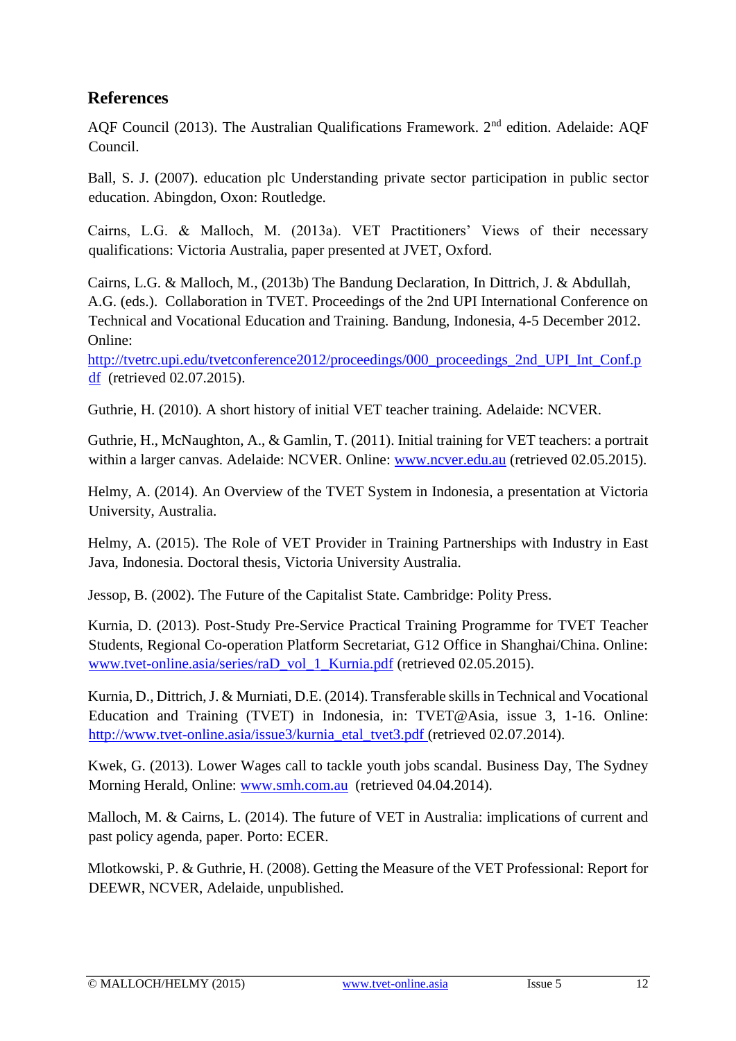## References

AQF Council (2013). The Australian Qualifications Framework. 2nd edition. Adelaide: AQF Council.

Ball, S. J. (2007). education plc Understanding private sector participation in public sector education. Abingdon, Oxon: Routledge.

Cairns, L.G. & Malloch, M. (2013a). VET Practitioners' Views of their necessary qualifications: Victoria Australia, paper presented at JVET, Oxford.

Cairns, L.G. & Malloch, M., (2013b) The Bandung Declaration, In Dittrich, J. & Abdullah, A.G. (eds.). Collaboration in TVET. Proceedings of the 2nd UPI International Conference on Technical and Vocational Education and Training. Bandung, Indonesia, 4-5 December 2012. Online: http://tvetrc.upi.edu/tvetconference2012/proceedings/000_proceedings_2nd_UPI_Int_Conf.pdf (retrieved 02.07.2015).

Guthrie, H. (2010). A short history of initial VET teacher training. Adelaide: NCVER.

Guthrie, H., McNaughton, A., & Gamlin, T. (2011). Initial training for VET teachers: a portrait within a larger canvas. Adelaide: NCVER. Online: www.ncver.edu.au (retrieved 02.05.2015).

Helmy, A. (2014). An Overview of the TVET System in Indonesia, a presentation at Victoria University, Australia.

Helmy, A. (2015). The Role of VET Provider in Training Partnerships with Industry in East Java, Indonesia. Doctoral thesis, Victoria University Australia.

Jessop, B. (2002). The Future of the Capitalist State. Cambridge: Polity Press.

Kurnia, D. (2013). Post-Study Pre-Service Practical Training Programme for TVET Teacher Students, Regional Co-operation Platform Secretariat, G12 Office in Shanghai/China. Online: www.tvet-online.asia/series/raD_vol_1_Kurnia.pdf (retrieved 02.05.2015).

Kurnia, D., Dittrich, J. & Murniati, D.E. (2014). Transferable skills in Technical and Vocational Education and Training (TVET) in Indonesia, in: TVET@Asia, issue 3, 1-16. Online: http://www.tvet-online.asia/issue3/kurnia_etal_tvet3.pdf (retrieved 02.07.2014).

Kwek, G. (2013). Lower Wages call to tackle youth jobs scandal. Business Day, The Sydney Morning Herald, Online: www.smh.com.au (retrieved 04.04.2014).

Malloch, M. & Cairns, L. (2014). The future of VET in Australia: implications of current and past policy agenda, paper. Porto: ECER.

Mlotkowski, P. & Guthrie, H. (2008). Getting the Measure of the VET Professional: Report for DEEWR, NCVER, Adelaide, unpublished.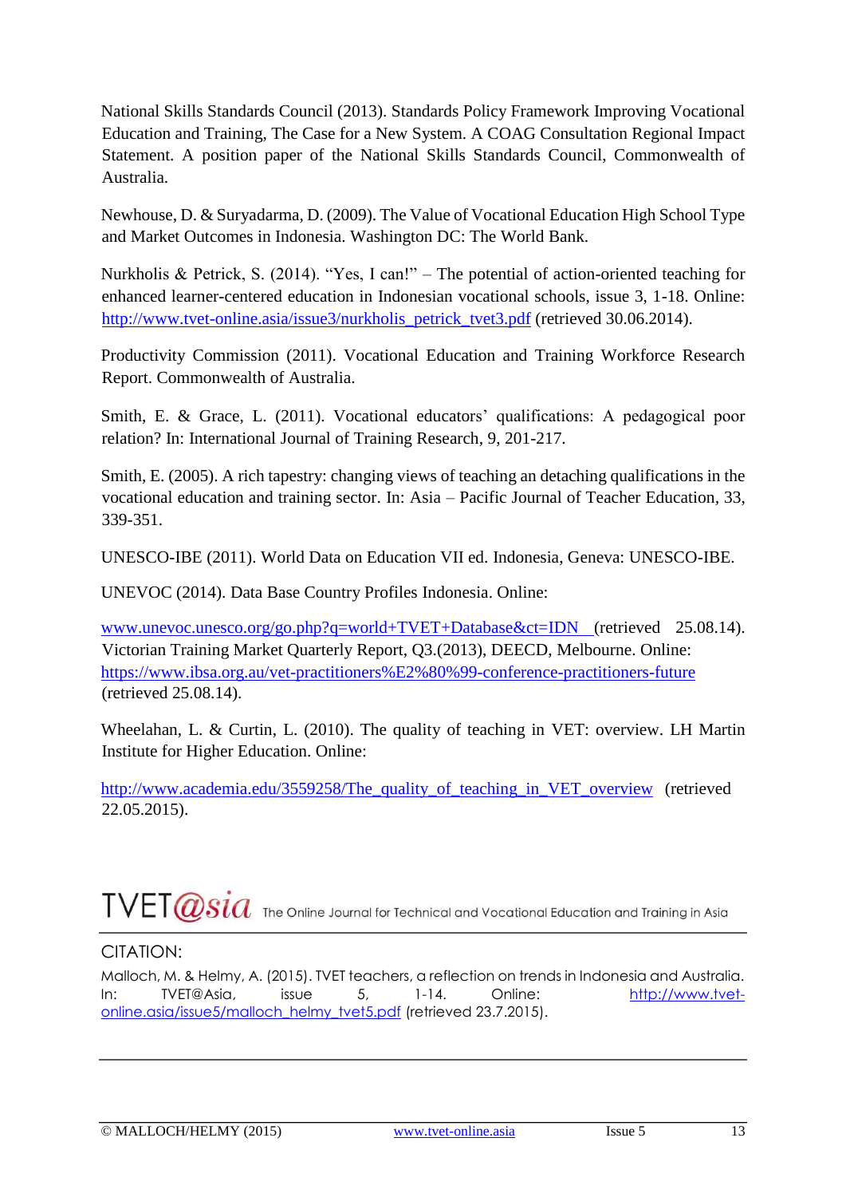National Skills Standards Council (2013). Standards Policy Framework Improving Vocational Education and Training, The Case for a New System. A COAG Consultation Regional Impact Statement. A position paper of the National Skills Standards Council, Commonwealth of Australia.

Newhouse, D. & Suryadarma, D. (2009). The Value of Vocational Education High School Type and Market Outcomes in Indonesia. Washington DC: The World Bank.

Nurkholis & Petrick, S. (2014). "Yes, I can!" – The potential of action-oriented teaching for enhanced learner-centered education in Indonesian vocational schools, issue 3, 1-18. Online: http://www.tvet-online.asia/issue3/nurkholis_petrick_tvet3.pdf (retrieved 30.06.2014).

Productivity Commission (2011). Vocational Education and Training Workforce Research Report. Commonwealth of Australia.

Smith, E. & Grace, L. (2011). Vocational educators' qualifications: A pedagogical poor relation? In: International Journal of Training Research, 9, 201-217.

Smith, E. (2005). A rich tapestry: changing views of teaching an detaching qualifications in the vocational education and training sector. In: Asia – Pacific Journal of Teacher Education, 33, 339-351.

UNESCO-IBE (2011). World Data on Education VII ed. Indonesia, Geneva: UNESCO-IBE.

UNEVOC (2014). Data Base Country Profiles Indonesia. Online:

www.unevoc.unesco.org/go.php?q=world+TVET+Database&ct=IDN (retrieved 25.08.14).
Victorian Training Market Quarterly Report, Q3.(2013), DEECD, Melbourne. Online:
https://www.ibsa.org.au/vet-practitioners%E2%80%99-conference-practitioners-future (retrieved 25.08.14).

Wheelahan, L. & Curtin, L. (2010). The quality of teaching in VET: overview. LH Martin Institute for Higher Education. Online:

http://www.academia.edu/3559258/The_quality_of_teaching_in_VET_overview (retrieved 22.05.2015).

TVET@sia The Online Journal for Technical and Vocational Education and Training in Asia

CITATION:

Malloch, M. & Helmy, A. (2015). TVET teachers, a reflection on trends in Indonesia and Australia. In: TVET@Asia, issue 5, 1-14. Online: http://www.tvet-online.asia/issue5/malloch_helmy_tvet5.pdf (retrieved 23.7.2015).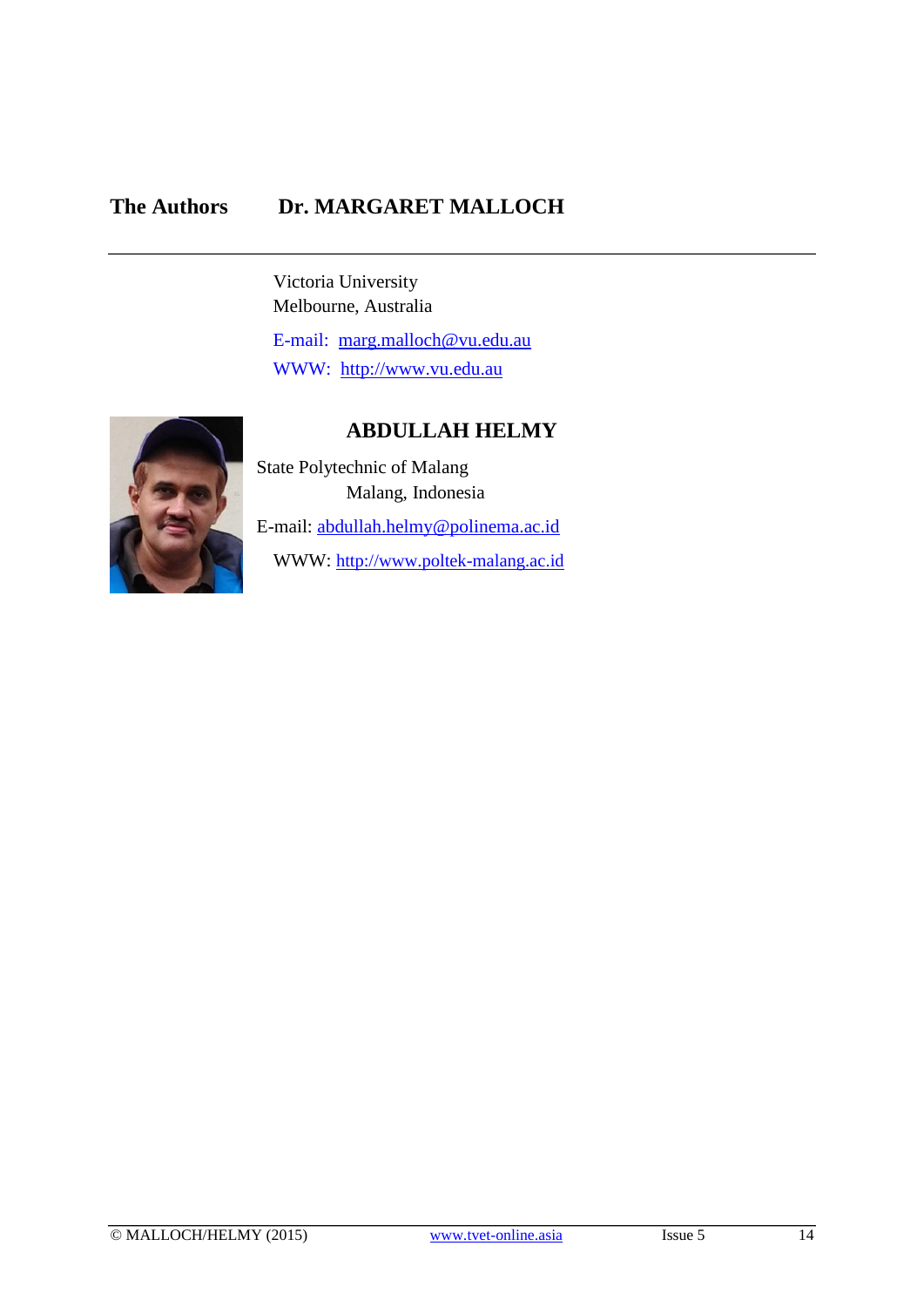## The Authors

### Dr. MARGARET MALLOCH

Victoria University
Melbourne, Australia

E-mail: marg.malloch@vu.edu.au
WWW: http://www.vu.edu.au

### ABDULLAH HELMY

State Polytechnic of Malang
Malang, Indonesia

E-mail: abdullah.helmy@polinema.ac.id
WWW: http://www.poltek-malang.ac.id